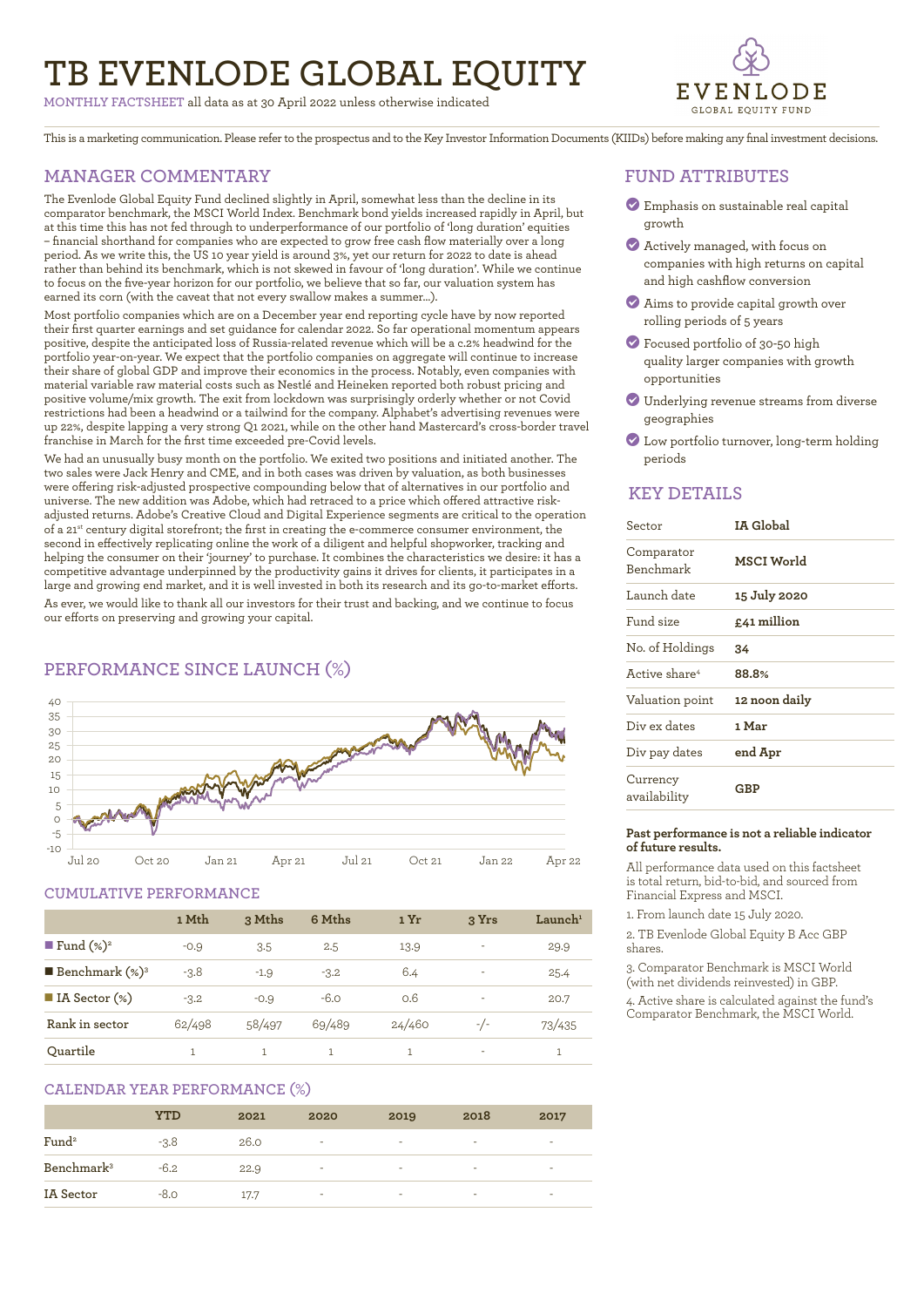# TB EVENLODE GLOBAL EQUITY

MONTHLY FACTSHEET all data as at 30 April 2022 unless otherwise indicated

This is a marketing communication. Please refer to the prospectus and to the Key Investor Information Documents (KIIDs) before making any final investment decisions.

## MANAGER COMMENTARY

The Evenlode Global Equity Fund declined slightly in April, somewhat less than the decline in its comparator benchmark, the MSCI World Index. Benchmark bond yields increased rapidly in April, but at this time this has not fed through to underperformance of our portfolio of 'long duration' equities – financial shorthand for companies who are expected to grow free cash flow materially over a long period. As we write this, the US 10 year yield is around 3%, yet our return for 2022 to date is ahead rather than behind its benchmark, which is not skewed in favour of 'long duration'. While we continue to focus on the five-year horizon for our portfolio, we believe that so far, our valuation system has earned its corn (with the caveat that not every swallow makes a summer…).

Most portfolio companies which are on a December year end reporting cycle have by now reported their first quarter earnings and set guidance for calendar 2022. So far operational momentum appears positive, despite the anticipated loss of Russia-related revenue which will be a c.2% headwind for the portfolio year-on-year. We expect that the portfolio companies on aggregate will continue to increase their share of global GDP and improve their economics in the process. Notably, even companies with material variable raw material costs such as Nestlé and Heineken reported both robust pricing and positive volume/mix growth. The exit from lockdown was surprisingly orderly whether or not Covid restrictions had been a headwind or a tailwind for the company. Alphabet's advertising revenues were up 22%, despite lapping a very strong Q1 2021, while on the other hand Mastercard's cross-border travel franchise in March for the first time exceeded pre-Covid levels.

We had an unusually busy month on the portfolio. We exited two positions and initiated another. The two sales were Jack Henry and CME, and in both cases was driven by valuation, as both businesses were offering risk-adjusted prospective compounding below that of alternatives in our portfolio and universe. The new addition was Adobe, which had retraced to a price which offered attractive risk-adjusted returns. Adobe's Creative Cloud and Digital Experience segments are critical to the operation of a 21st century digital storefront; the first in creating the e-commerce consumer environment, the second in effectively replicating online the work of a diligent and helpful shopworker, tracking and helping the consumer on their 'journey' to purchase. It combines the characteristics we desire: it has a competitive advantage underpinned by the productivity gains it drives for clients, it participates in a large and growing end market, and it is well invested in both its research and its go-to-market efforts.

As ever, we would like to thank all our investors for their trust and backing, and we continue to focus our efforts on preserving and growing your capital.

## PERFORMANCE SINCE LAUNCH (%)

### CUMULATIVE PERFORMANCE

| | 1 Mth | 3 Mths | 6 Mths | 1 Yr | 3 Yrs | Launch[1] |
|---|---|---|---|---|---|---|
| Fund (%)[2] | -0.9 | 3.5 | 2.5 | 13.9 | - | 29.9 |
| Benchmark (%)[3] | -3.8 | -1.9 | -3.2 | 6.4 | - | 25.4 |
| IA Sector (%) | -3.2 | -0.9 | -6.0 | 0.6 | - | 20.7 |
| Rank in sector | 62/498 | 58/497 | 69/489 | 24/460 | -/- | 73/435 |
| Quartile | 1 | 1 | 1 | 1 | - | 1 |

### CALENDAR YEAR PERFORMANCE (%)

| | YTD | 2021 | 2020 | 2019 | 2018 | 2017 |
|---|---|---|---|---|---|---|
| Fund[2] | -3.8 | 26.0 | - | - | - | - |
| Benchmark[3] | -6.2 | 22.9 | - | - | - | - |
| IA Sector | -8.0 | 17.7 | - | - | - | - |

## FUND ATTRIBUTES

- Emphasis on sustainable real capital growth
- Actively managed, with focus on companies with high returns on capital and high cashflow conversion
- Aims to provide capital growth over rolling periods of 5 years
- Focused portfolio of 30-50 high quality larger companies with growth opportunities
- Underlying revenue streams from diverse geographies
- Low portfolio turnover, long-term holding periods

## KEY DETAILS

| | |
|---|---|
| Sector | **IA Global** |
| Comparator Benchmark | **MSCI World** |
| Launch date | **15 July 2020** |
| Fund size | **£41 million** |
| No. of Holdings | **34** |
| Active share[4] | **88.8%** |
| Valuation point | **12 noon daily** |
| Div ex dates | **1 Mar** |
| Div pay dates | **end Apr** |
| Currency availability | **GBP** |

**Past performance is not a reliable indicator of future results.**

All performance data used on this factsheet is total return, bid-to-bid, and sourced from Financial Express and MSCI.

1. From launch date 15 July 2020.
2. TB Evenlode Global Equity B Acc GBP shares.
3. Comparator Benchmark is MSCI World (with net dividends reinvested) in GBP.
4. Active share is calculated against the fund's Comparator Benchmark, the MSCI World.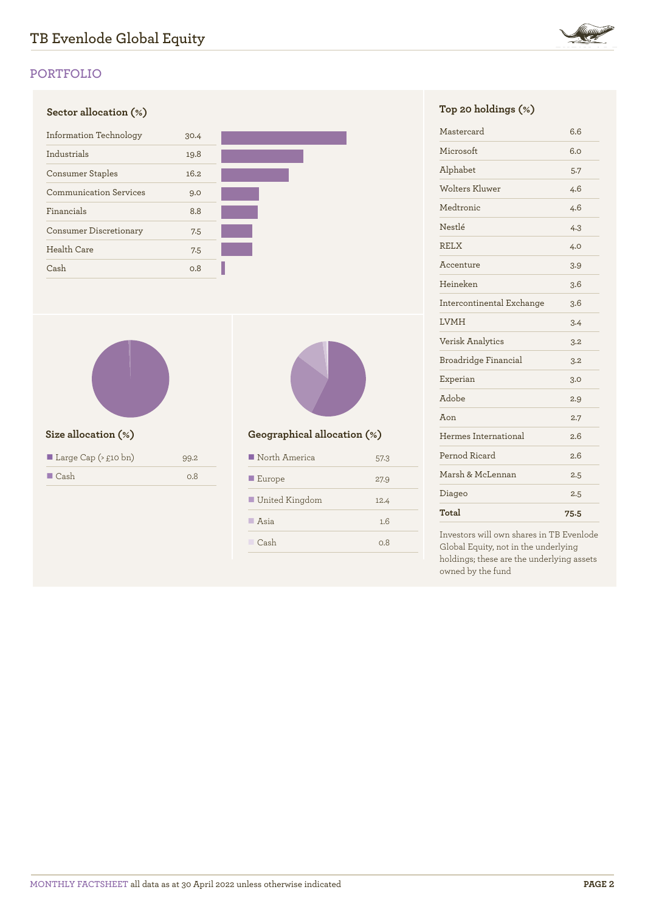## PORTFOLIO

### Sector allocation (%)

| Sector | % |
|---|---|
| Information Technology | 30.4 |
| Industrials | 19.8 |
| Consumer Staples | 16.2 |
| Communication Services | 9.0 |
| Financials | 8.8 |
| Consumer Discretionary | 7.5 |
| Health Care | 7.5 |
| Cash | 0.8 |

### Size allocation (%)

| Size | % |
|---|---|
| Large Cap (> £10 bn) | 99.2 |
| Cash | 0.8 |

### Geographical allocation (%)

| Region | % |
|---|---|
| North America | 57.3 |
| Europe | 27.9 |
| United Kingdom | 12.4 |
| Asia | 1.6 |
| Cash | 0.8 |

### Top 20 holdings (%)

| Holding | % |
|---|---|
| Mastercard | 6.6 |
| Microsoft | 6.0 |
| Alphabet | 5.7 |
| Wolters Kluwer | 4.6 |
| Medtronic | 4.6 |
| Nestlé | 4.3 |
| RELX | 4.0 |
| Accenture | 3.9 |
| Heineken | 3.6 |
| Intercontinental Exchange | 3.6 |
| LVMH | 3.4 |
| Verisk Analytics | 3.2 |
| Broadridge Financial | 3.2 |
| Experian | 3.0 |
| Adobe | 2.9 |
| Aon | 2.7 |
| Hermes International | 2.6 |
| Pernod Ricard | 2.6 |
| Marsh & McLennan | 2.5 |
| Diageo | 2.5 |
| **Total** | **75.5** |

Investors will own shares in TB Evenlode Global Equity, not in the underlying holdings; these are the underlying assets owned by the fund

MONTHLY FACTSHEET all data as at 30 April 2022 unless otherwise indicated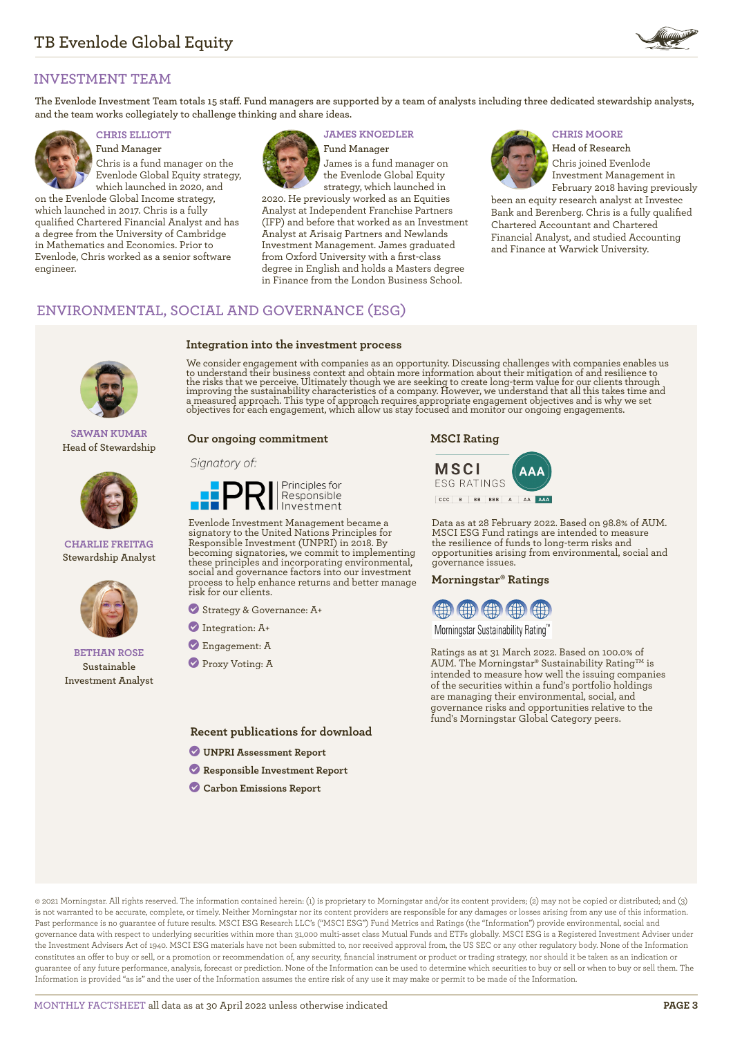## INVESTMENT TEAM

The Evenlode Investment Team totals 15 staff. Fund managers are supported by a team of analysts including three dedicated stewardship analysts, and the team works collegiately to challenge thinking and share ideas.

### CHRIS ELLIOTT
Fund Manager

Chris is a fund manager on the Evenlode Global Equity strategy, which launched in 2020, and on the Evenlode Global Income strategy, which launched in 2017. Chris is a fully qualified Chartered Financial Analyst and has a degree from the University of Cambridge in Mathematics and Economics. Prior to Evenlode, Chris worked as a senior software engineer.

### JAMES KNOEDLER
Fund Manager

James is a fund manager on the Evenlode Global Equity strategy, which launched in 2020. He previously worked as an Equities Analyst at Independent Franchise Partners (IFP) and before that worked as an Investment Analyst at Arisaig Partners and Newlands Investment Management. James graduated from Oxford University with a first-class degree in English and holds a Masters degree in Finance from the London Business School.

### CHRIS MOORE
Head of Research

Chris joined Evenlode Investment Management in February 2018 having previously been an equity research analyst at Investec Bank and Berenberg. Chris is a fully qualified Chartered Accountant and Chartered Financial Analyst, and studied Accounting and Finance at Warwick University.

## ENVIRONMENTAL, SOCIAL AND GOVERNANCE (ESG)

**SAWAN KUMAR**
Head of Stewardship

**CHARLIE FREITAG**
Stewardship Analyst

**BETHAN ROSE**
Sustainable Investment Analyst

### Integration into the investment process

We consider engagement with companies as an opportunity. Discussing challenges with companies enables us to understand their business context and obtain more information about their mitigation of and resilience to the risks that we perceive. Ultimately though we are seeking to create long-term value for our clients through improving the sustainability characteristics of a company. However, we understand that all this takes time and a measured approach. This type of approach requires appropriate engagement objectives and is why we set objectives for each engagement, which allow us stay focused and monitor our ongoing engagements.

### Our ongoing commitment

*Signatory of:*

PRI Principles for Responsible Investment

Evenlode Investment Management became a signatory to the United Nations Principles for Responsible Investment (UNPRI) in 2018. By becoming signatories, we commit to implementing these principles and incorporating environmental, social and governance factors into our investment process to help enhance returns and better manage risk for our clients.

- Strategy & Governance: A+
- Integration: A+
- Engagement: A
- Proxy Voting: A

### MSCI Rating

MSCI ESG RATINGS: AAA (scale: CCC, B, BB, BBB, A, AA, AAA)

Data as at 28 February 2022. Based on 98.8% of AUM. MSCI ESG Fund ratings are intended to measure the resilience of funds to long-term risks and opportunities arising from environmental, social and governance issues.

### Morningstar® Ratings

Morningstar Sustainability Rating™: 5 globes

Ratings as at 31 March 2022. Based on 100.0% of AUM. The Morningstar® Sustainability Rating™ is intended to measure how well the issuing companies of the securities within a fund's portfolio holdings are managing their environmental, social, and governance risks and opportunities relative to the fund's Morningstar Global Category peers.

### Recent publications for download

- **UNPRI Assessment Report**
- **Responsible Investment Report**
- **Carbon Emissions Report**

© 2021 Morningstar. All rights reserved. The information contained herein: (1) is proprietary to Morningstar and/or its content providers; (2) may not be copied or distributed; and (3) is not warranted to be accurate, complete, or timely. Neither Morningstar nor its content providers are responsible for any damages or losses arising from any use of this information. Past performance is no guarantee of future results. MSCI ESG Research LLC's ("MSCI ESG") Fund Metrics and Ratings (the "Information") provide environmental, social and governance data with respect to underlying securities within more than 31,000 multi-asset class Mutual Funds and ETFs globally. MSCI ESG is a Registered Investment Adviser under the Investment Advisers Act of 1940. MSCI ESG materials have not been submitted to, nor received approval from, the US SEC or any other regulatory body. None of the Information constitutes an offer to buy or sell, or a promotion or recommendation of, any security, financial instrument or product or trading strategy, nor should it be taken as an indication or guarantee of any future performance, analysis, forecast or prediction. None of the Information can be used to determine which securities to buy or sell or when to buy or sell them. The Information is provided "as is" and the user of the Information assumes the entire risk of any use it may make or permit to be made of the Information.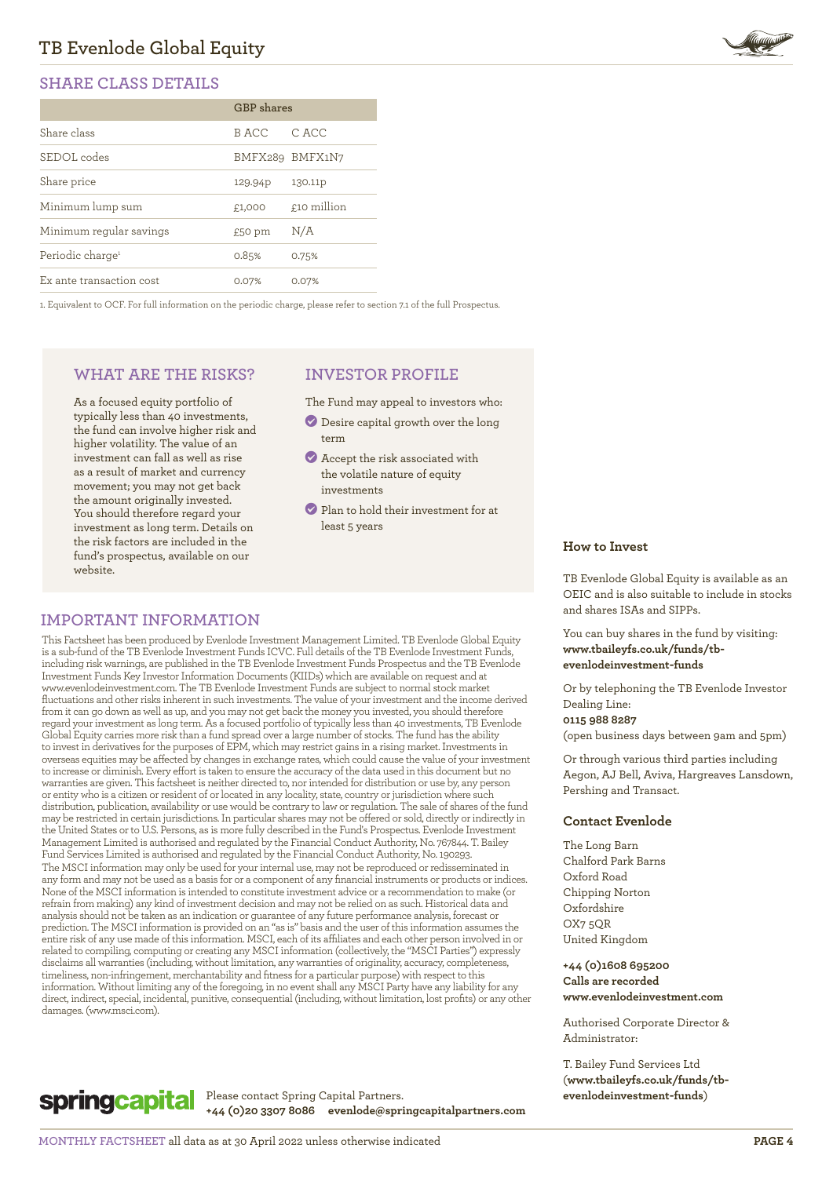# TB Evenlode Global Equity

## SHARE CLASS DETAILS

| | GBP shares | |
|---|---|---|
| Share class | B ACC | C ACC |
| SEDOL codes | BMFX289 | BMFX1N7 |
| Share price | 129.94p | 130.11p |
| Minimum lump sum | £1,000 | £10 million |
| Minimum regular savings | £50 pm | N/A |
| Periodic charge[1] | 0.85% | 0.75% |
| Ex ante transaction cost | 0.07% | 0.07% |

1. Equivalent to OCF. For full information on the periodic charge, please refer to section 7.1 of the full Prospectus.

## WHAT ARE THE RISKS?

As a focused equity portfolio of typically less than 40 investments, the fund can involve higher risk and higher volatility. The value of an investment can fall as well as rise as a result of market and currency movement; you may not get back the amount originally invested. You should therefore regard your investment as long term. Details on the risk factors are included in the fund's prospectus, available on our website.

## INVESTOR PROFILE

The Fund may appeal to investors who:

- Desire capital growth over the long term
- Accept the risk associated with the volatile nature of equity investments
- Plan to hold their investment for at least 5 years

## IMPORTANT INFORMATION

This Factsheet has been produced by Evenlode Investment Management Limited. TB Evenlode Global Equity is a sub-fund of the TB Evenlode Investment Funds ICVC. Full details of the TB Evenlode Investment Funds, including risk warnings, are published in the TB Evenlode Investment Funds Prospectus and the TB Evenlode Investment Funds Key Investor Information Documents (KIIDs) which are available on request and at www.evenlodeinvestment.com. The TB Evenlode Investment Funds are subject to normal stock market fluctuations and other risks inherent in such investments. The value of your investment and the income derived from it can go down as well as up, and you may not get back the money you invested, you should therefore regard your investment as long term. As a focused portfolio of typically less than 40 investments, TB Evenlode Global Equity carries more risk than a fund spread over a large number of stocks. The fund has the ability to invest in derivatives for the purposes of EPM, which may restrict gains in a rising market. Investments in overseas equities may be affected by changes in exchange rates, which could cause the value of your investment to increase or diminish. Every effort is taken to ensure the accuracy of the data used in this document but no warranties are given. This factsheet is neither directed to, nor intended for distribution or use by, any person or entity who is a citizen or resident of or located in any locality, state, country or jurisdiction where such distribution, publication, availability or use would be contrary to law or regulation. The sale of shares of the fund may be restricted in certain jurisdictions. In particular shares may not be offered or sold, directly or indirectly in the United States or to U.S. Persons, as is more fully described in the Fund's Prospectus. Evenlode Investment Management Limited is authorised and regulated by the Financial Conduct Authority, No. 767844. T. Bailey Fund Services Limited is authorised and regulated by the Financial Conduct Authority, No. 190293.
The MSCI information may only be used for your internal use, may not be reproduced or redisseminated in any form and may not be used as a basis for or a component of any financial instruments or products or indices. None of the MSCI information is intended to constitute investment advice or a recommendation to make (or refrain from making) any kind of investment decision and may not be relied on as such. Historical data and analysis should not be taken as an indication or guarantee of any future performance analysis, forecast or prediction. The MSCI information is provided on an "as is" basis and the user of this information assumes the entire risk of any use made of this information. MSCI, each of its affiliates and each other person involved in or related to compiling, computing or creating any MSCI information (collectively, the "MSCI Parties") expressly disclaims all warranties (including, without limitation, any warranties of originality, accuracy, completeness, timeliness, non-infringement, merchantability and fitness for a particular purpose) with respect to this information. Without limiting any of the foregoing, in no event shall any MSCI Party have any liability for any direct, indirect, special, incidental, punitive, consequential (including, without limitation, lost profits) or any other damages. (www.msci.com).

### How to Invest

TB Evenlode Global Equity is available as an OEIC and is also suitable to include in stocks and shares ISAs and SIPPs.

You can buy shares in the fund by visiting: **www.tbaileyfs.co.uk/funds/tb-evenlodeinvestment-funds**

Or by telephoning the TB Evenlode Investor Dealing Line:
**0115 988 8287**
(open business days between 9am and 5pm)

Or through various third parties including Aegon, AJ Bell, Aviva, Hargreaves Lansdown, Pershing and Transact.

### Contact Evenlode

The Long Barn
Chalford Park Barns
Oxford Road
Chipping Norton
Oxfordshire
OX7 5QR
United Kingdom

**+44 (0)1608 695200**
**Calls are recorded**
**www.evenlodeinvestment.com**

Authorised Corporate Director & Administrator:

T. Bailey Fund Services Ltd
(**www.tbaileyfs.co.uk/funds/tb-evenlodeinvestment-funds**)

springcapital Please contact Spring Capital Partners.
**+44 (0)20 3307 8086 evenlode@springcapitalpartners.com**

MONTHLY FACTSHEET all data as at 30 April 2022 unless otherwise indicated